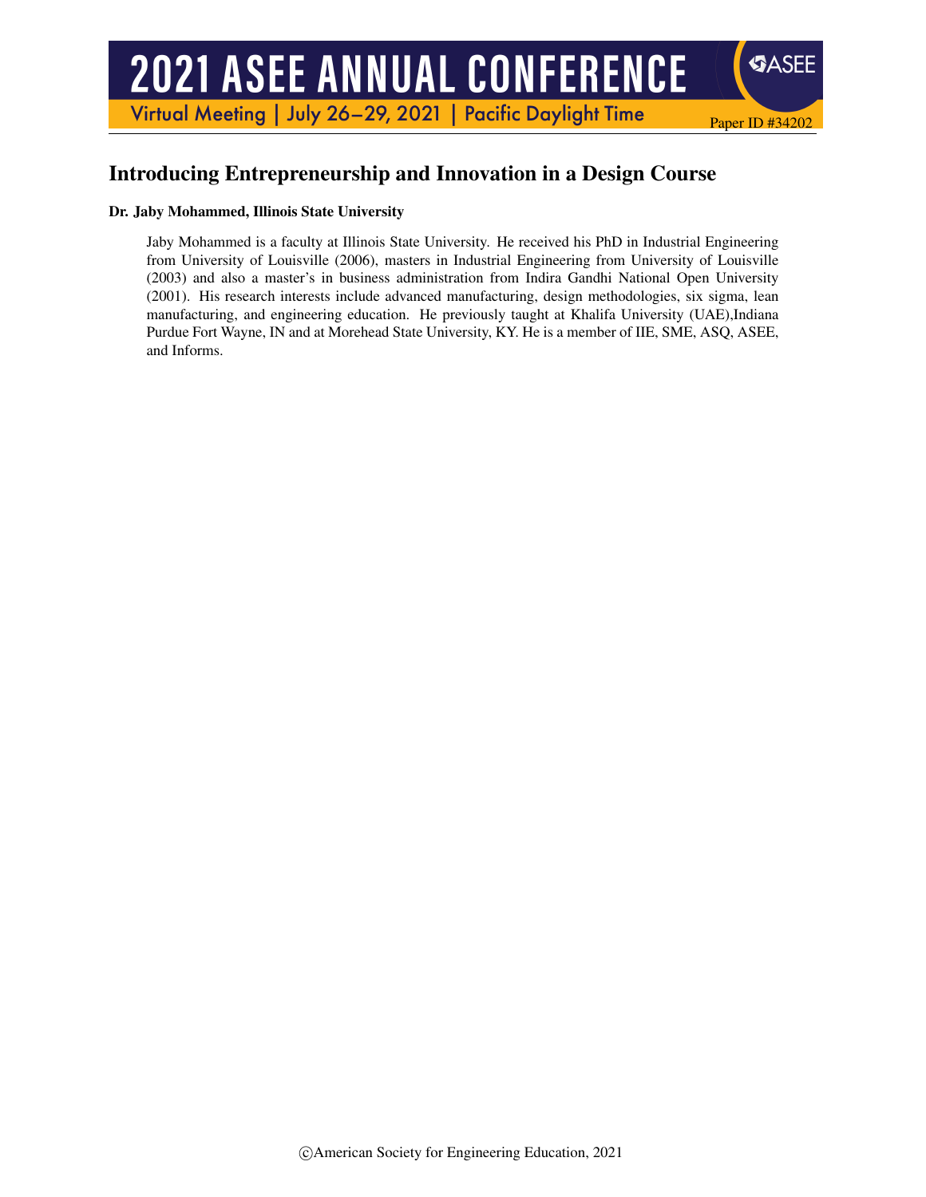Paper ID #34202

# Introducing Entrepreneurship and Innovation in a Design Course

**Dr. Jaby Mohammed, Illinois State University**

Jaby Mohammed is a faculty at Illinois State University. He received his PhD in Industrial Engineering from University of Louisville (2006), masters in Industrial Engineering from University of Louisville (2003) and also a master's in business administration from Indira Gandhi National Open University (2001). His research interests include advanced manufacturing, design methodologies, six sigma, lean manufacturing, and engineering education. He previously taught at Khalifa University (UAE),Indiana Purdue Fort Wayne, IN and at Morehead State University, KY. He is a member of IIE, SME, ASQ, ASEE, and Informs.

©American Society for Engineering Education, 2021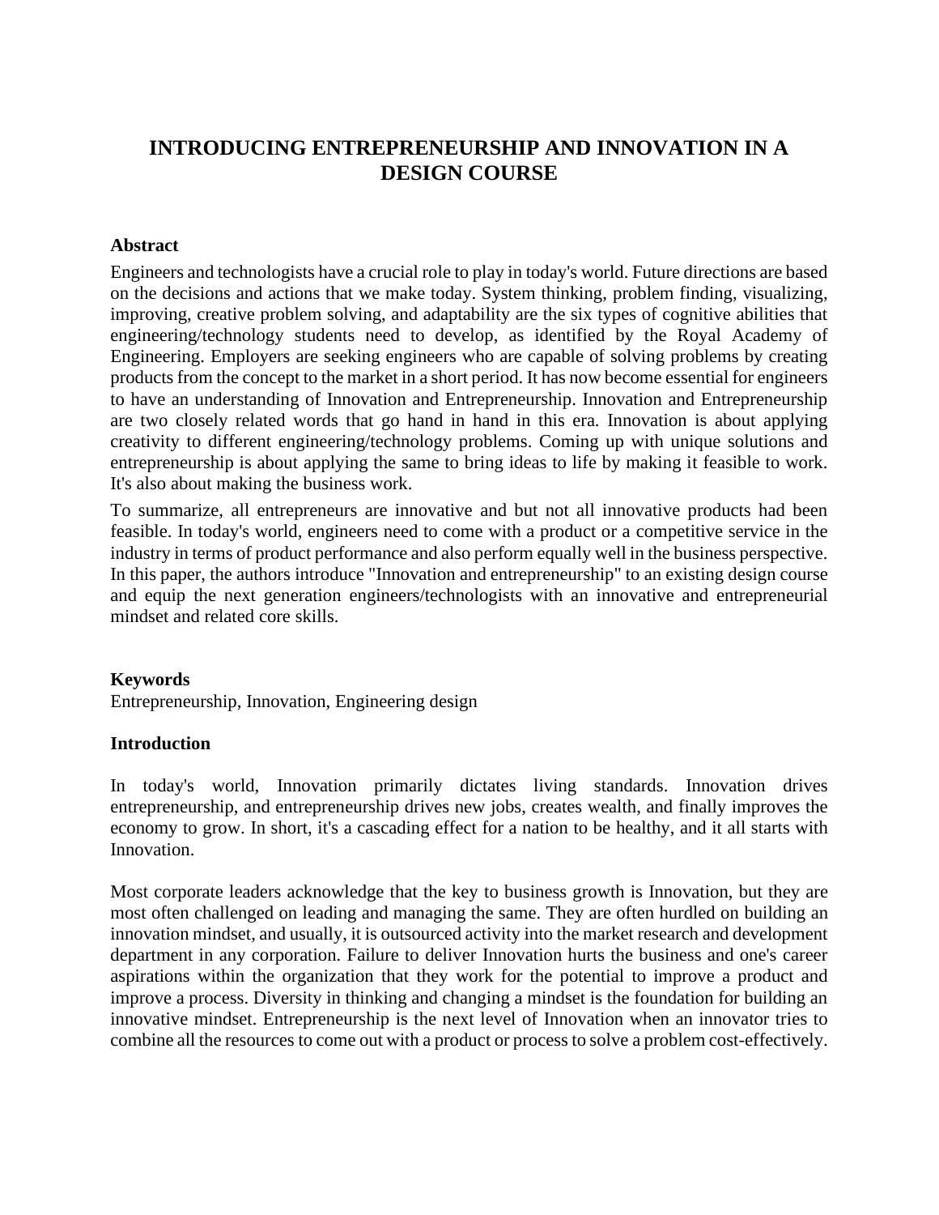# INTRODUCING ENTREPRENEURSHIP AND INNOVATION IN A DESIGN COURSE

## Abstract

Engineers and technologists have a crucial role to play in today's world. Future directions are based on the decisions and actions that we make today. System thinking, problem finding, visualizing, improving, creative problem solving, and adaptability are the six types of cognitive abilities that engineering/technology students need to develop, as identified by the Royal Academy of Engineering. Employers are seeking engineers who are capable of solving problems by creating products from the concept to the market in a short period. It has now become essential for engineers to have an understanding of Innovation and Entrepreneurship. Innovation and Entrepreneurship are two closely related words that go hand in hand in this era. Innovation is about applying creativity to different engineering/technology problems. Coming up with unique solutions and entrepreneurship is about applying the same to bring ideas to life by making it feasible to work. It's also about making the business work.

To summarize, all entrepreneurs are innovative and but not all innovative products had been feasible. In today's world, engineers need to come with a product or a competitive service in the industry in terms of product performance and also perform equally well in the business perspective. In this paper, the authors introduce "Innovation and entrepreneurship" to an existing design course and equip the next generation engineers/technologists with an innovative and entrepreneurial mindset and related core skills.

## Keywords

Entrepreneurship, Innovation, Engineering design

## Introduction

In today's world, Innovation primarily dictates living standards. Innovation drives entrepreneurship, and entrepreneurship drives new jobs, creates wealth, and finally improves the economy to grow. In short, it's a cascading effect for a nation to be healthy, and it all starts with Innovation.

Most corporate leaders acknowledge that the key to business growth is Innovation, but they are most often challenged on leading and managing the same. They are often hurdled on building an innovation mindset, and usually, it is outsourced activity into the market research and development department in any corporation. Failure to deliver Innovation hurts the business and one's career aspirations within the organization that they work for the potential to improve a product and improve a process. Diversity in thinking and changing a mindset is the foundation for building an innovative mindset. Entrepreneurship is the next level of Innovation when an innovator tries to combine all the resources to come out with a product or process to solve a problem cost-effectively.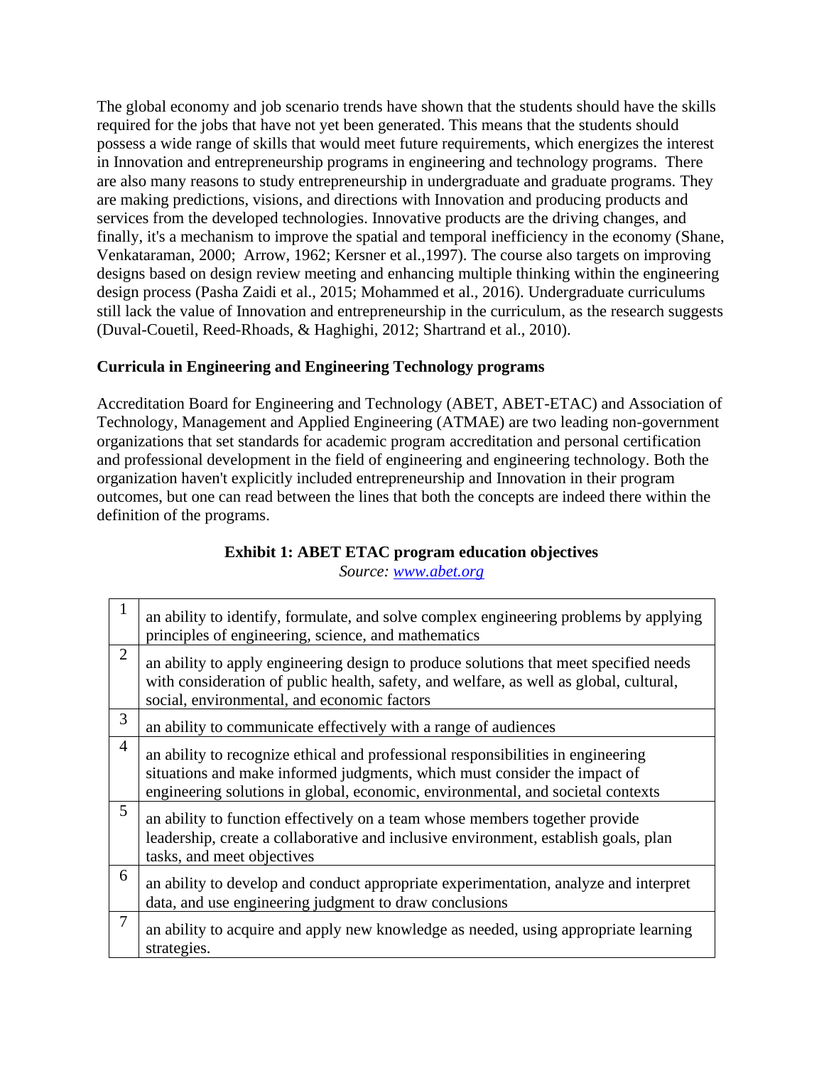The global economy and job scenario trends have shown that the students should have the skills required for the jobs that have not yet been generated. This means that the students should possess a wide range of skills that would meet future requirements, which energizes the interest in Innovation and entrepreneurship programs in engineering and technology programs. There are also many reasons to study entrepreneurship in undergraduate and graduate programs. They are making predictions, visions, and directions with Innovation and producing products and services from the developed technologies. Innovative products are the driving changes, and finally, it's a mechanism to improve the spatial and temporal inefficiency in the economy (Shane, Venkataraman, 2000; Arrow, 1962; Kersner et al.,1997). The course also targets on improving designs based on design review meeting and enhancing multiple thinking within the engineering design process (Pasha Zaidi et al., 2015; Mohammed et al., 2016). Undergraduate curriculums still lack the value of Innovation and entrepreneurship in the curriculum, as the research suggests (Duval-Couetil, Reed-Rhoads, & Haghighi, 2012; Shartrand et al., 2010).

## Curricula in Engineering and Engineering Technology programs

Accreditation Board for Engineering and Technology (ABET, ABET-ETAC) and Association of Technology, Management and Applied Engineering (ATMAE) are two leading non-government organizations that set standards for academic program accreditation and personal certification and professional development in the field of engineering and engineering technology. Both the organization haven't explicitly included entrepreneurship and Innovation in their program outcomes, but one can read between the lines that both the concepts are indeed there within the definition of the programs.

**Exhibit 1: ABET ETAC program education objectives**

*Source: [www.abet.org](www.abet.org)*

| | |
|---|---|
| 1 | an ability to identify, formulate, and solve complex engineering problems by applying principles of engineering, science, and mathematics |
| 2 | an ability to apply engineering design to produce solutions that meet specified needs with consideration of public health, safety, and welfare, as well as global, cultural, social, environmental, and economic factors |
| 3 | an ability to communicate effectively with a range of audiences |
| 4 | an ability to recognize ethical and professional responsibilities in engineering situations and make informed judgments, which must consider the impact of engineering solutions in global, economic, environmental, and societal contexts |
| 5 | an ability to function effectively on a team whose members together provide leadership, create a collaborative and inclusive environment, establish goals, plan tasks, and meet objectives |
| 6 | an ability to develop and conduct appropriate experimentation, analyze and interpret data, and use engineering judgment to draw conclusions |
| 7 | an ability to acquire and apply new knowledge as needed, using appropriate learning strategies. |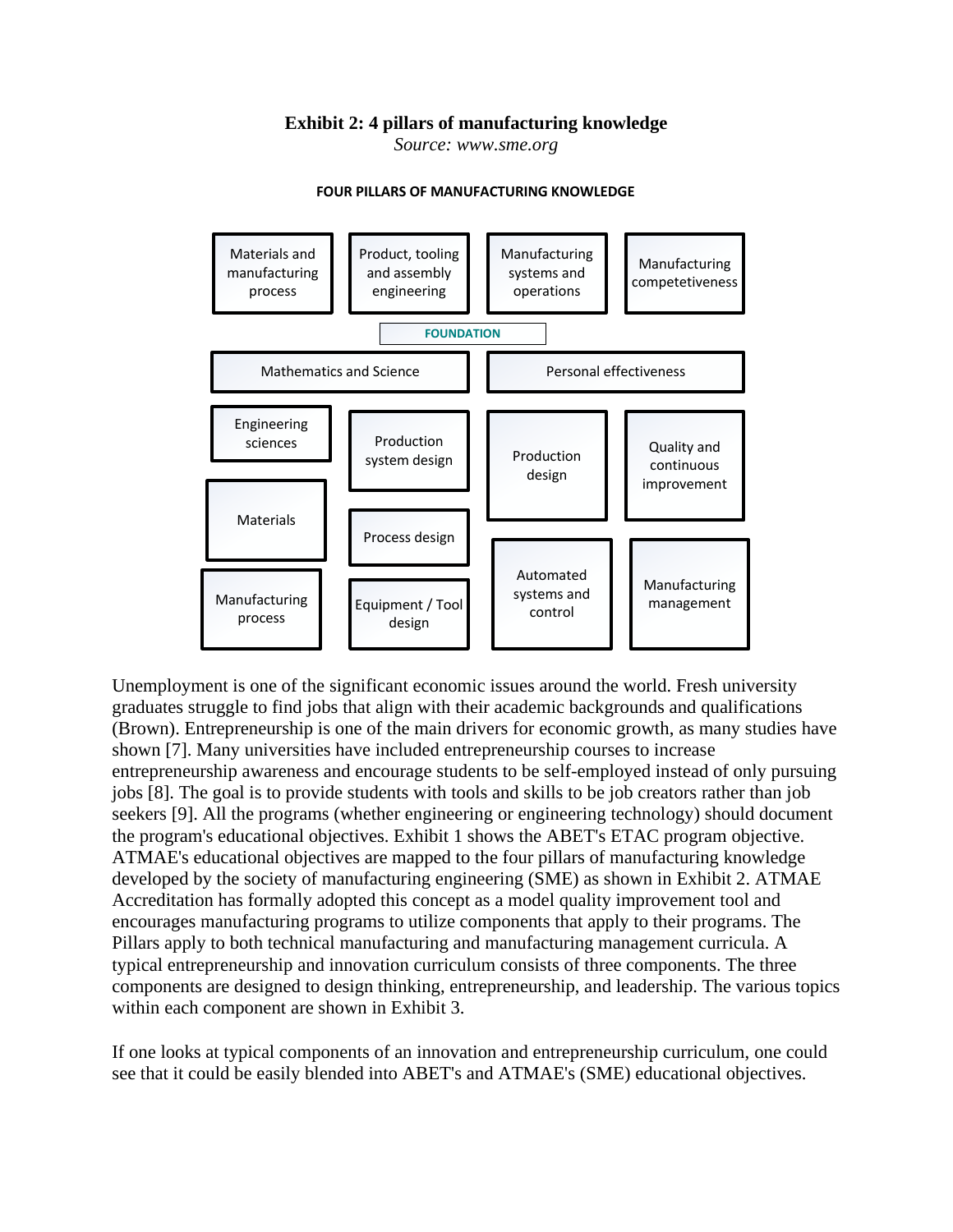**Exhibit 2: 4 pillars of manufacturing knowledge**

*Source: www.sme.org*

**FOUR PILLARS OF MANUFACTURING KNOWLEDGE**

| Materials and manufacturing process | Product, tooling and assembly engineering | Manufacturing systems and operations | Manufacturing competetiveness |
|---|---|---|---|

**FOUNDATION**

| Mathematics and Science | Personal effectiveness |
|---|---|

| Engineering sciences | Production system design | Production design | Quality and continuous improvement |
|---|---|---|---|
| Materials | Process design | Automated systems and control | Manufacturing management |
| Manufacturing process | Equipment / Tool design | | |

Unemployment is one of the significant economic issues around the world. Fresh university graduates struggle to find jobs that align with their academic backgrounds and qualifications (Brown). Entrepreneurship is one of the main drivers for economic growth, as many studies have shown [7]. Many universities have included entrepreneurship courses to increase entrepreneurship awareness and encourage students to be self-employed instead of only pursuing jobs [8]. The goal is to provide students with tools and skills to be job creators rather than job seekers [9]. All the programs (whether engineering or engineering technology) should document the program's educational objectives. Exhibit 1 shows the ABET's ETAC program objective. ATMAE's educational objectives are mapped to the four pillars of manufacturing knowledge developed by the society of manufacturing engineering (SME) as shown in Exhibit 2. ATMAE Accreditation has formally adopted this concept as a model quality improvement tool and encourages manufacturing programs to utilize components that apply to their programs. The Pillars apply to both technical manufacturing and manufacturing management curricula. A typical entrepreneurship and innovation curriculum consists of three components. The three components are designed to design thinking, entrepreneurship, and leadership. The various topics within each component are shown in Exhibit 3.

If one looks at typical components of an innovation and entrepreneurship curriculum, one could see that it could be easily blended into ABET's and ATMAE's (SME) educational objectives.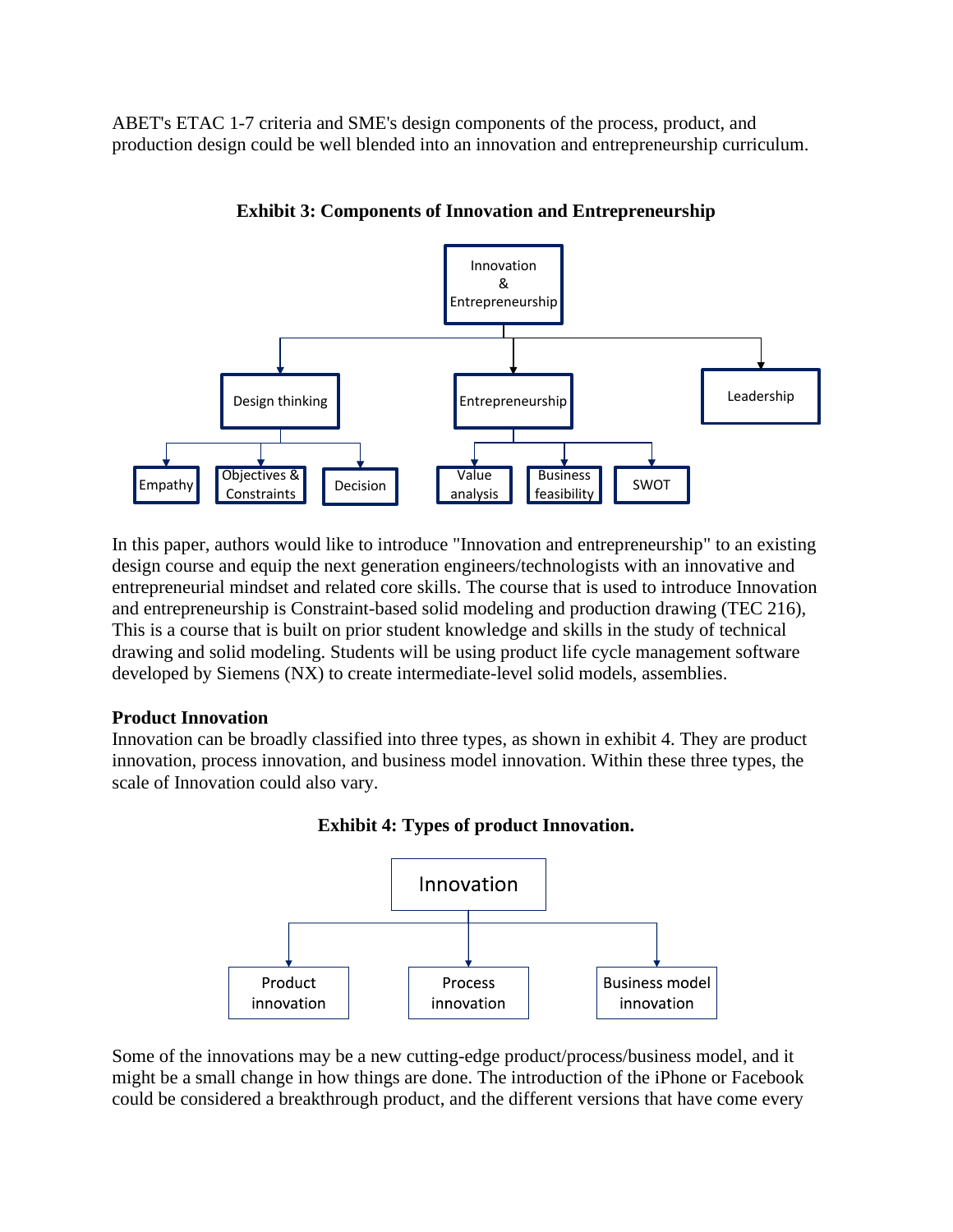ABET's ETAC 1-7 criteria and SME's design components of the process, product, and production design could be well blended into an innovation and entrepreneurship curriculum.

**Exhibit 3: Components of Innovation and Entrepreneurship**

In this paper, authors would like to introduce "Innovation and entrepreneurship" to an existing design course and equip the next generation engineers/technologists with an innovative and entrepreneurial mindset and related core skills. The course that is used to introduce Innovation and entrepreneurship is Constraint-based solid modeling and production drawing (TEC 216), This is a course that is built on prior student knowledge and skills in the study of technical drawing and solid modeling. Students will be using product life cycle management software developed by Siemens (NX) to create intermediate-level solid models, assemblies.

**Product Innovation**

Innovation can be broadly classified into three types, as shown in exhibit 4. They are product innovation, process innovation, and business model innovation. Within these three types, the scale of Innovation could also vary.

**Exhibit 4: Types of product Innovation.**

Some of the innovations may be a new cutting-edge product/process/business model, and it might be a small change in how things are done. The introduction of the iPhone or Facebook could be considered a breakthrough product, and the different versions that have come every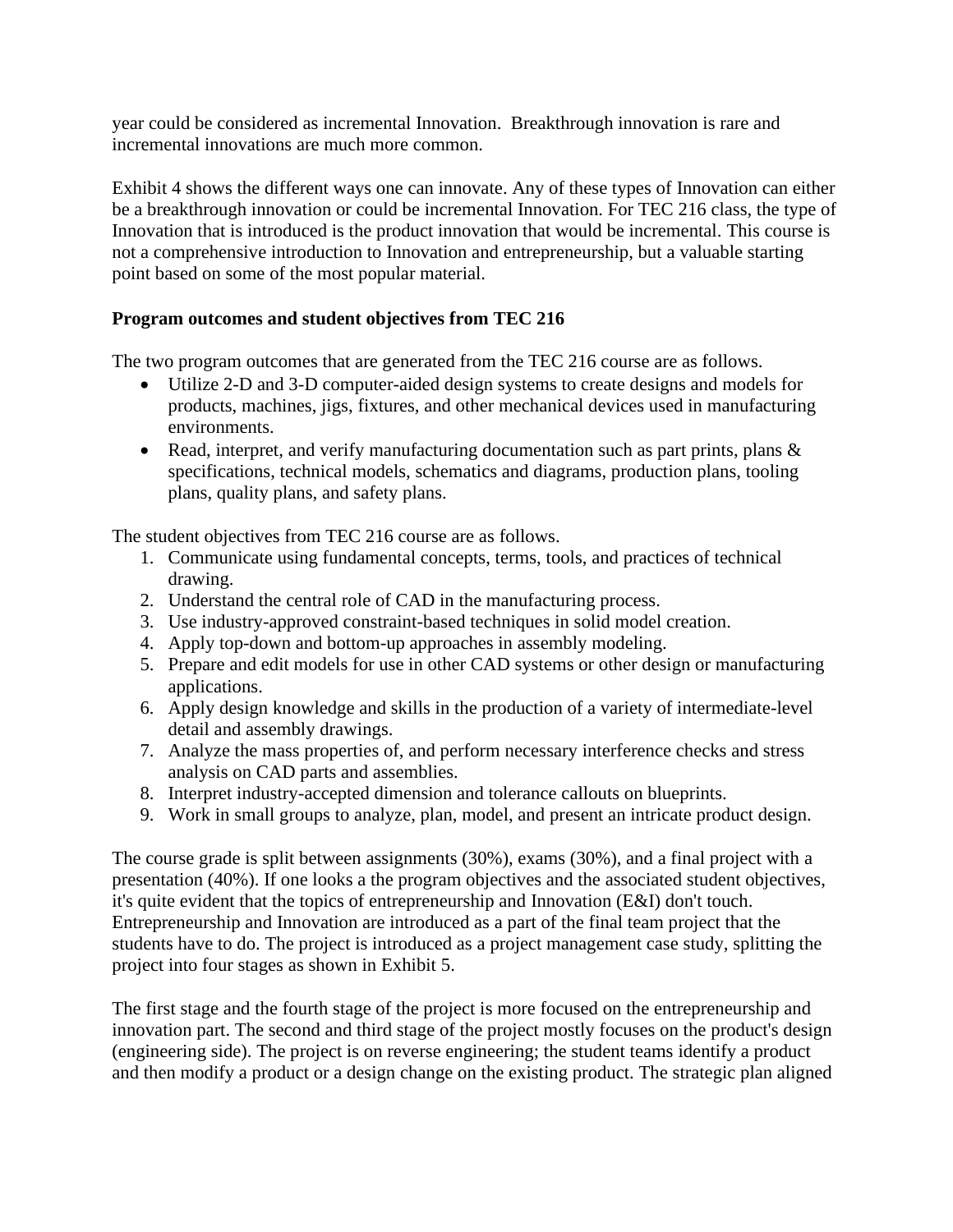year could be considered as incremental Innovation.  Breakthrough innovation is rare and incremental innovations are much more common.

Exhibit 4 shows the different ways one can innovate. Any of these types of Innovation can either be a breakthrough innovation or could be incremental Innovation. For TEC 216 class, the type of Innovation that is introduced is the product innovation that would be incremental. This course is not a comprehensive introduction to Innovation and entrepreneurship, but a valuable starting point based on some of the most popular material.

**Program outcomes and student objectives from TEC 216**

The two program outcomes that are generated from the TEC 216 course are as follows.

- Utilize 2-D and 3-D computer-aided design systems to create designs and models for products, machines, jigs, fixtures, and other mechanical devices used in manufacturing environments.
- Read, interpret, and verify manufacturing documentation such as part prints, plans & specifications, technical models, schematics and diagrams, production plans, tooling plans, quality plans, and safety plans.

The student objectives from TEC 216 course are as follows.

1. Communicate using fundamental concepts, terms, tools, and practices of technical drawing.
2. Understand the central role of CAD in the manufacturing process.
3. Use industry-approved constraint-based techniques in solid model creation.
4. Apply top-down and bottom-up approaches in assembly modeling.
5. Prepare and edit models for use in other CAD systems or other design or manufacturing applications.
6. Apply design knowledge and skills in the production of a variety of intermediate-level detail and assembly drawings.
7. Analyze the mass properties of, and perform necessary interference checks and stress analysis on CAD parts and assemblies.
8. Interpret industry-accepted dimension and tolerance callouts on blueprints.
9. Work in small groups to analyze, plan, model, and present an intricate product design.

The course grade is split between assignments (30%), exams (30%), and a final project with a presentation (40%). If one looks a the program objectives and the associated student objectives, it's quite evident that the topics of entrepreneurship and Innovation (E&I) don't touch. Entrepreneurship and Innovation are introduced as a part of the final team project that the students have to do. The project is introduced as a project management case study, splitting the project into four stages as shown in Exhibit 5.

The first stage and the fourth stage of the project is more focused on the entrepreneurship and innovation part. The second and third stage of the project mostly focuses on the product's design (engineering side). The project is on reverse engineering; the student teams identify a product and then modify a product or a design change on the existing product. The strategic plan aligned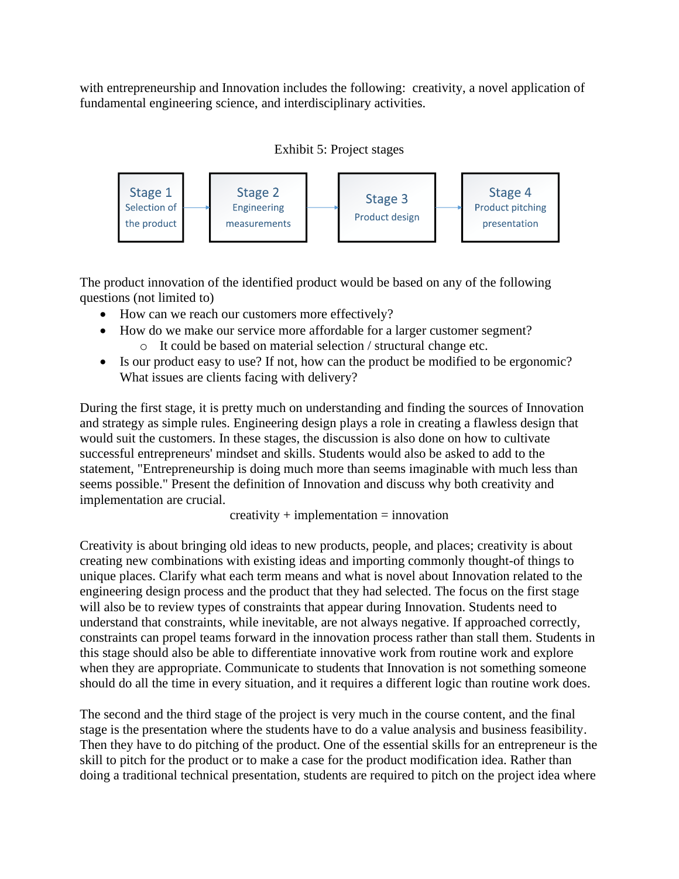with entrepreneurship and Innovation includes the following: creativity, a novel application of fundamental engineering science, and interdisciplinary activities.

Exhibit 5: Project stages

**Stage 1** Selection of the product → **Stage 2** Engineering measurements → **Stage 3** Product design → **Stage 4** Product pitching presentation

The product innovation of the identified product would be based on any of the following questions (not limited to)

- How can we reach our customers more effectively?
- How do we make our service more affordable for a larger customer segment?
  - It could be based on material selection / structural change etc.
- Is our product easy to use? If not, how can the product be modified to be ergonomic? What issues are clients facing with delivery?

During the first stage, it is pretty much on understanding and finding the sources of Innovation and strategy as simple rules. Engineering design plays a role in creating a flawless design that would suit the customers. In these stages, the discussion is also done on how to cultivate successful entrepreneurs' mindset and skills. Students would also be asked to add to the statement, "Entrepreneurship is doing much more than seems imaginable with much less than seems possible." Present the definition of Innovation and discuss why both creativity and implementation are crucial.

creativity + implementation = innovation

Creativity is about bringing old ideas to new products, people, and places; creativity is about creating new combinations with existing ideas and importing commonly thought-of things to unique places. Clarify what each term means and what is novel about Innovation related to the engineering design process and the product that they had selected. The focus on the first stage will also be to review types of constraints that appear during Innovation. Students need to understand that constraints, while inevitable, are not always negative. If approached correctly, constraints can propel teams forward in the innovation process rather than stall them. Students in this stage should also be able to differentiate innovative work from routine work and explore when they are appropriate. Communicate to students that Innovation is not something someone should do all the time in every situation, and it requires a different logic than routine work does.

The second and the third stage of the project is very much in the course content, and the final stage is the presentation where the students have to do a value analysis and business feasibility. Then they have to do pitching of the product. One of the essential skills for an entrepreneur is the skill to pitch for the product or to make a case for the product modification idea. Rather than doing a traditional technical presentation, students are required to pitch on the project idea where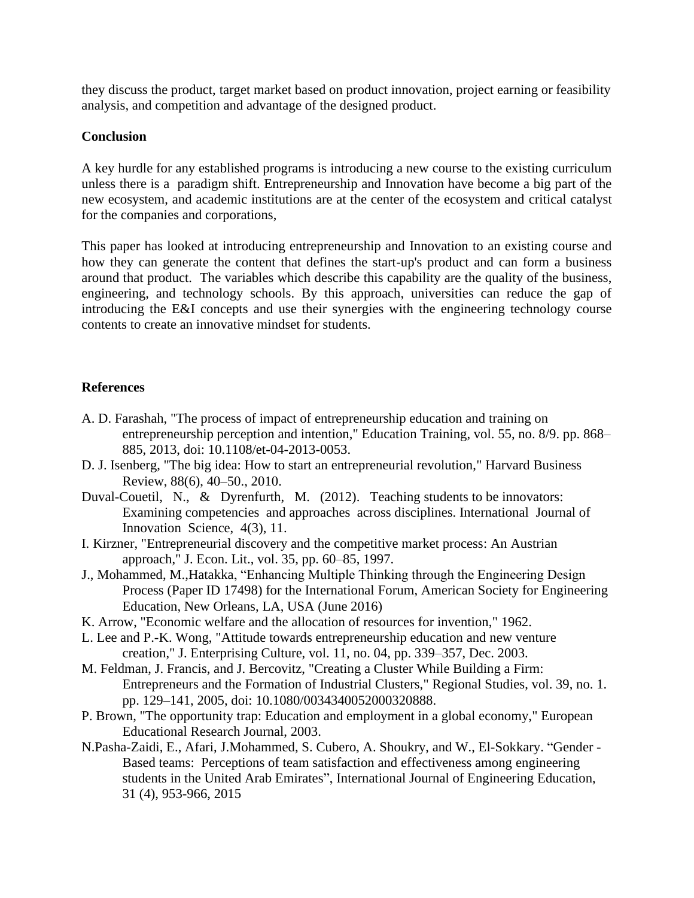they discuss the product, target market based on product innovation, project earning or feasibility analysis, and competition and advantage of the designed product.

**Conclusion**

A key hurdle for any established programs is introducing a new course to the existing curriculum unless there is a paradigm shift. Entrepreneurship and Innovation have become a big part of the new ecosystem, and academic institutions are at the center of the ecosystem and critical catalyst for the companies and corporations,

This paper has looked at introducing entrepreneurship and Innovation to an existing course and how they can generate the content that defines the start-up's product and can form a business around that product. The variables which describe this capability are the quality of the business, engineering, and technology schools. By this approach, universities can reduce the gap of introducing the E&I concepts and use their synergies with the engineering technology course contents to create an innovative mindset for students.

**References**

A. D. Farashah, "The process of impact of entrepreneurship education and training on entrepreneurship perception and intention," Education Training, vol. 55, no. 8/9. pp. 868–885, 2013, doi: 10.1108/et-04-2013-0053.

D. J. Isenberg, "The big idea: How to start an entrepreneurial revolution," Harvard Business Review, 88(6), 40–50., 2010.

Duval-Couetil, N., & Dyrenfurth, M. (2012). Teaching students to be innovators: Examining competencies and approaches across disciplines. International Journal of Innovation Science, 4(3), 11.

I. Kirzner, "Entrepreneurial discovery and the competitive market process: An Austrian approach," J. Econ. Lit., vol. 35, pp. 60–85, 1997.

J., Mohammed, M.,Hatakka, "Enhancing Multiple Thinking through the Engineering Design Process (Paper ID 17498) for the International Forum, American Society for Engineering Education, New Orleans, LA, USA (June 2016)

K. Arrow, "Economic welfare and the allocation of resources for invention," 1962.

L. Lee and P.-K. Wong, "Attitude towards entrepreneurship education and new venture creation," J. Enterprising Culture, vol. 11, no. 04, pp. 339–357, Dec. 2003.

M. Feldman, J. Francis, and J. Bercovitz, "Creating a Cluster While Building a Firm: Entrepreneurs and the Formation of Industrial Clusters," Regional Studies, vol. 39, no. 1. pp. 129–141, 2005, doi: 10.1080/0034340052000320888.

P. Brown, "The opportunity trap: Education and employment in a global economy," European Educational Research Journal, 2003.

N.Pasha-Zaidi, E., Afari, J.Mohammed, S. Cubero, A. Shoukry, and W., El-Sokkary. "Gender - Based teams: Perceptions of team satisfaction and effectiveness among engineering students in the United Arab Emirates", International Journal of Engineering Education, 31 (4), 953-966, 2015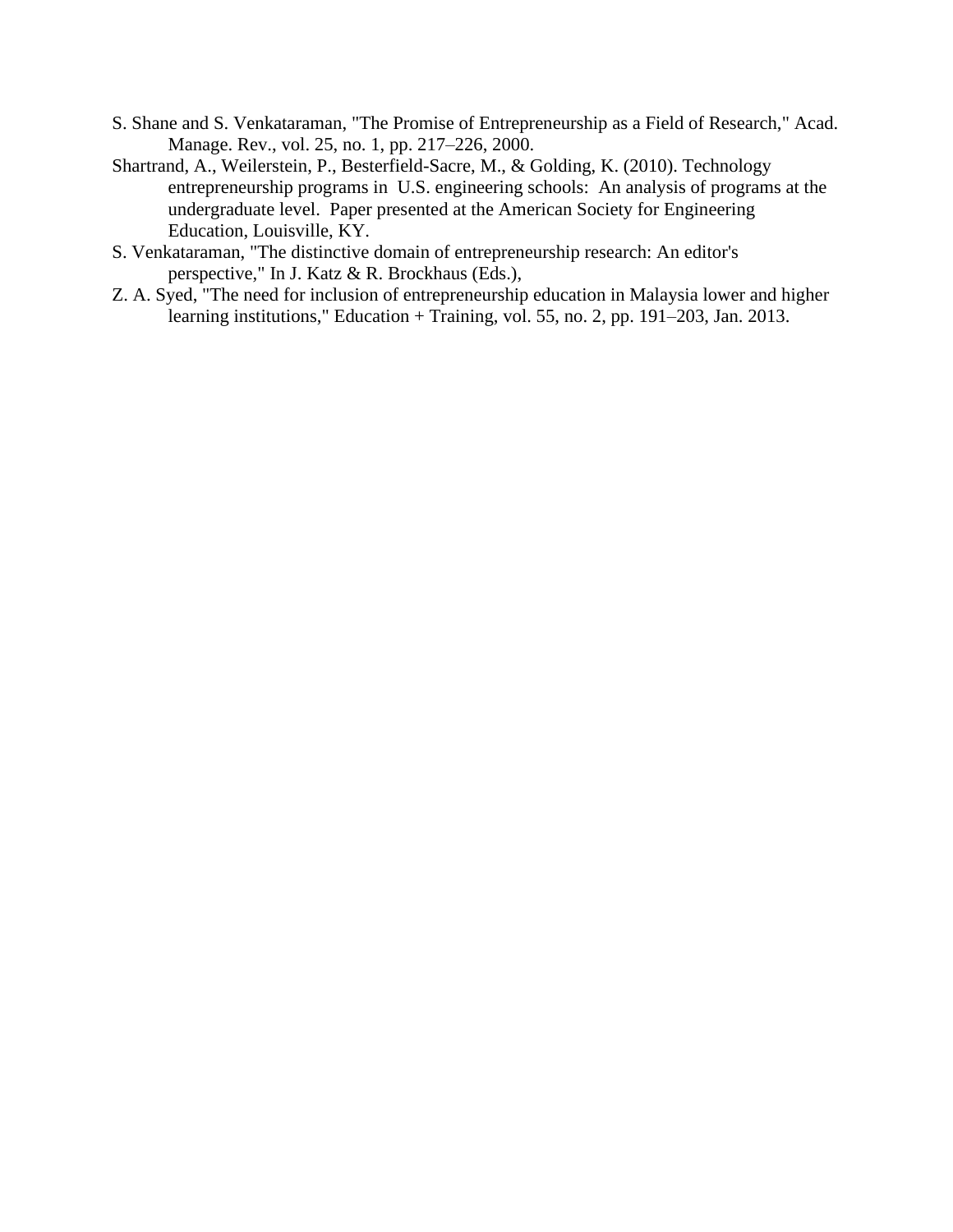S. Shane and S. Venkataraman, "The Promise of Entrepreneurship as a Field of Research," Acad. Manage. Rev., vol. 25, no. 1, pp. 217–226, 2000.

Shartrand, A., Weilerstein, P., Besterfield-Sacre, M., & Golding, K. (2010). Technology entrepreneurship programs in U.S. engineering schools: An analysis of programs at the undergraduate level. Paper presented at the American Society for Engineering Education, Louisville, KY.

S. Venkataraman, "The distinctive domain of entrepreneurship research: An editor's perspective," In J. Katz & R. Brockhaus (Eds.),

Z. A. Syed, "The need for inclusion of entrepreneurship education in Malaysia lower and higher learning institutions," Education + Training, vol. 55, no. 2, pp. 191–203, Jan. 2013.